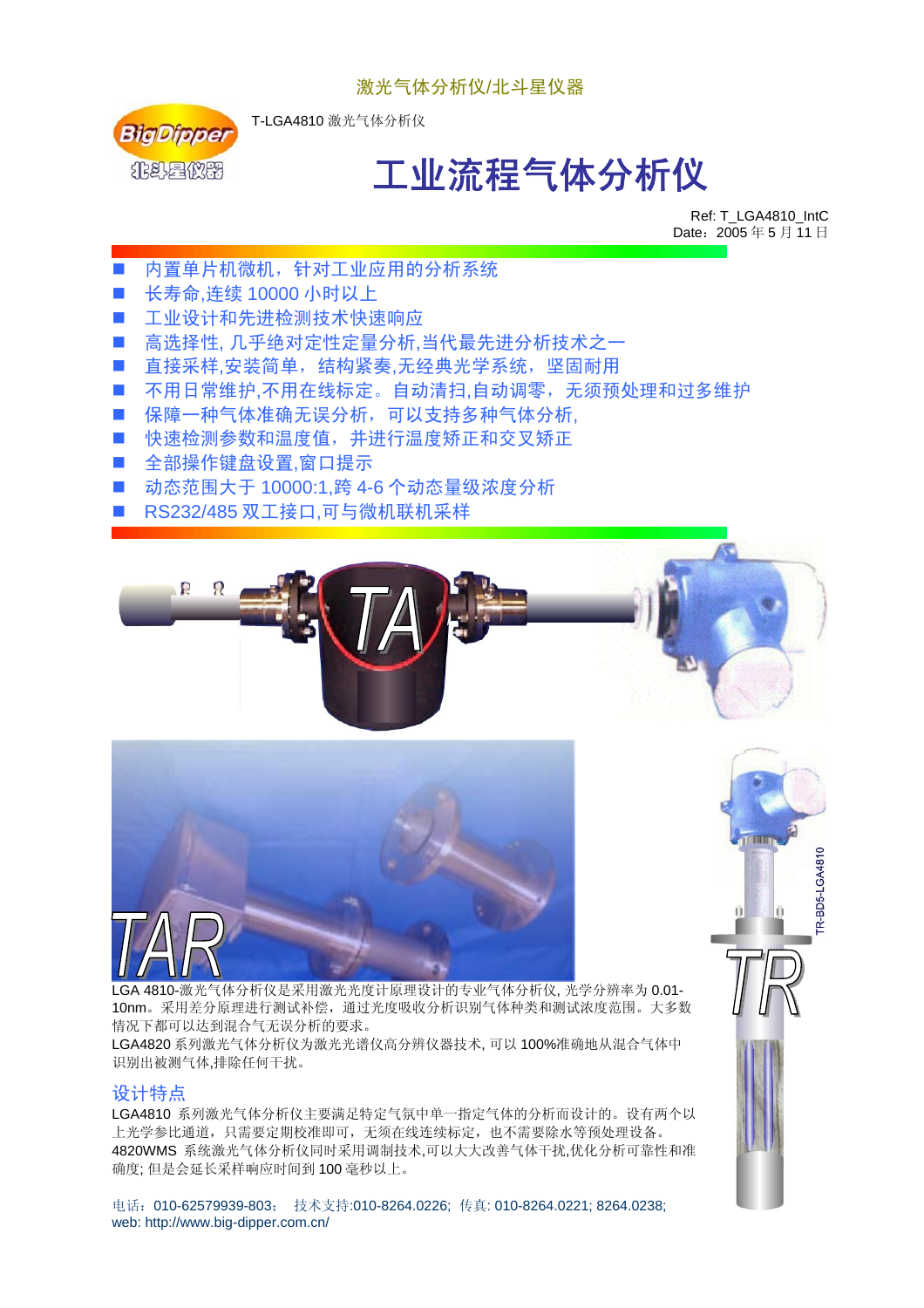激光气体分析仪/北斗星仪器

T-LGA4810 激光气体分析仪

# 工业流程气体分析仪

Ref: T_LGA4810_IntC
Date：2005 年 5 月 11 日

- 内置单片机微机，针对工业应用的分析系统
- 长寿命,连续 10000 小时以上
- 工业设计和先进检测技术快速响应
- 高选择性, 几乎绝对定性定量分析,当代最先进分析技术之一
- 直接采样,安装简单，结构紧奏,无经典光学系统，坚固耐用
- 不用日常维护,不用在线标定。自动清扫,自动调零，无须预处理和过多维护
- 保障一种气体准确无误分析，可以支持多种气体分析,
- 快速检测参数和温度值，并进行温度矫正和交叉矫正
- 全部操作键盘设置,窗口提示
- 动态范围大于 10000:1,跨 4-6 个动态量级浓度分析
- RS232/485 双工接口,可与微机联机采样

TA

TAR

TR

TR-BD5-LGA4810

LGA 4810-激光气体分析仪是采用激光光度计原理设计的专业气体分析仪, 光学分辨率为 0.01-10nm。采用差分原理进行测试补偿，通过光度吸收分析识别气体种类和测试浓度范围。大多数情况下都可以达到混合气无误分析的要求。

LGA4820 系列激光气体分析仪为激光光谱仪高分辨仪器技术, 可以 100%准确地从混合气体中识别出被测气体,排除任何干扰。

## 设计特点

LGA4810 系列激光气体分析仪主要满足特定气氛中单一指定气体的分析而设计的。设有两个以上光学参比通道，只需要定期校准即可，无须在线连续标定，也不需要除水等预处理设备。
4820WMS 系统激光气体分析仪同时采用调制技术,可以大大改善气体干扰,优化分析可靠性和准确度; 但是会延长采样响应时间到 100 毫秒以上。

电话：010-62579939-803； 技术支持:010-8264.0226; 传真: 010-8264.0221; 8264.0238;
web: http://www.big-dipper.com.cn/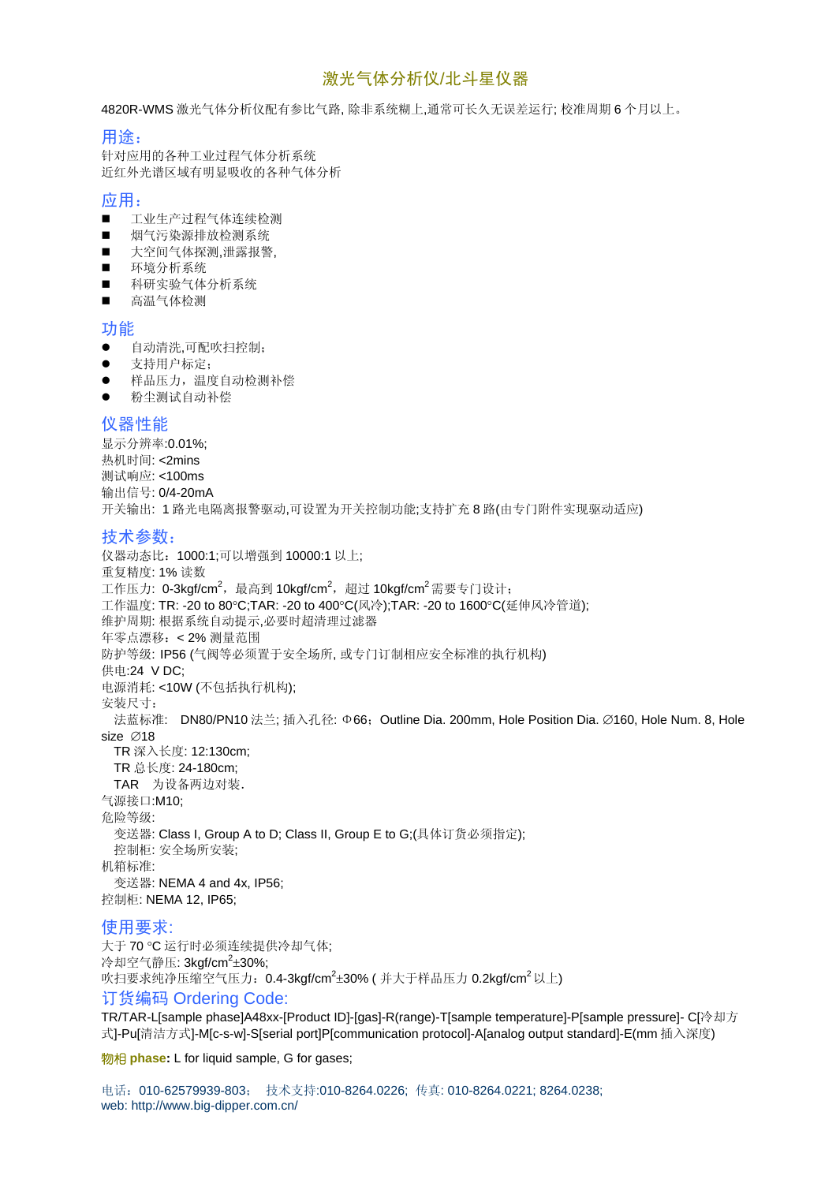# 激光气体分析仪/北斗星仪器

4820R-WMS 激光气体分析仪配有参比气路, 除非系统糊上,通常可长久无误差运行; 校准周期 6 个月以上。

## 用途:

针对应用的各种工业过程气体分析系统
近红外光谱区域有明显吸收的各种气体分析

## 应用:

- 工业生产过程气体连续检测
- 烟气污染源排放检测系统
- 大空间气体探测,泄露报警,
- 环境分析系统
- 科研实验气体分析系统
- 高温气体检测

## 功能

- 自动清洗,可配吹扫控制;
- 支持用户标定;
- 样品压力，温度自动检测补偿
- 粉尘测试自动补偿

## 仪器性能

显示分辨率:0.01%;
热机时间: <2mins
测试响应: <100ms
输出信号: 0/4-20mA
开关输出: 1 路光电隔离报警驱动,可设置为开关控制功能;支持扩充 8 路(由专门附件实现驱动适应)

## 技术参数:

仪器动态比：1000:1;可以增强到 10000:1 以上;
重复精度: 1% 读数
工作压力: 0-3kgf/cm$^2$，最高到 10kgf/cm$^2$，超过 10kgf/cm$^2$ 需要专门设计;
工作温度: TR: -20 to 80°C;TAR: -20 to 400°C(风冷);TAR: -20 to 1600°C(延伸风冷管道);
维护周期: 根据系统自动提示,必要时超清理过滤器
年零点漂移：< 2% 测量范围
防护等级: IP56 (气阀等必须置于安全场所, 或专门订制相应安全标准的执行机构)
供电:24 V DC;
电源消耗: <10W (不包括执行机构);
安装尺寸:
  法蓝标准: DN80/PN10 法兰; 插入孔径: Φ66；Outline Dia. 200mm, Hole Position Dia. ∅160, Hole Num. 8, Hole size ∅18
  TR 深入长度: 12:130cm;
  TR 总长度: 24-180cm;
  TAR 为设备两边对装.
气源接口:M10;
危险等级:
  变送器: Class I, Group A to D; Class II, Group E to G;(具体订货必须指定);
  控制柜: 安全场所安装;
机箱标准:
  变送器: NEMA 4 and 4x, IP56;
控制柜: NEMA 12, IP65;

## 使用要求:

大于 70 °C 运行时必须连续提供冷却气体;
冷却空气静压: 3kgf/cm$^2$±30%;
吹扫要求纯净压缩空气压力：0.4-3kgf/cm$^2$±30% ( 并大于样品压力 0.2kgf/cm$^2$ 以上)

## 订货编码 Ordering Code:

TR/TAR-L[sample phase]A48xx-[Product ID]-[gas]-R(range)-T[sample temperature]-P[sample pressure]- C[冷却方式]-Pu[清洁方式]-M[c-s-w]-S[serial port]P[communication protocol]-A[analog output standard]-E(mm 插入深度)

**物相 phase:** L for liquid sample, G for gases;

电话：010-62579939-803； 技术支持:010-8264.0226; 传真: 010-8264.0221; 8264.0238;
web: http://www.big-dipper.com.cn/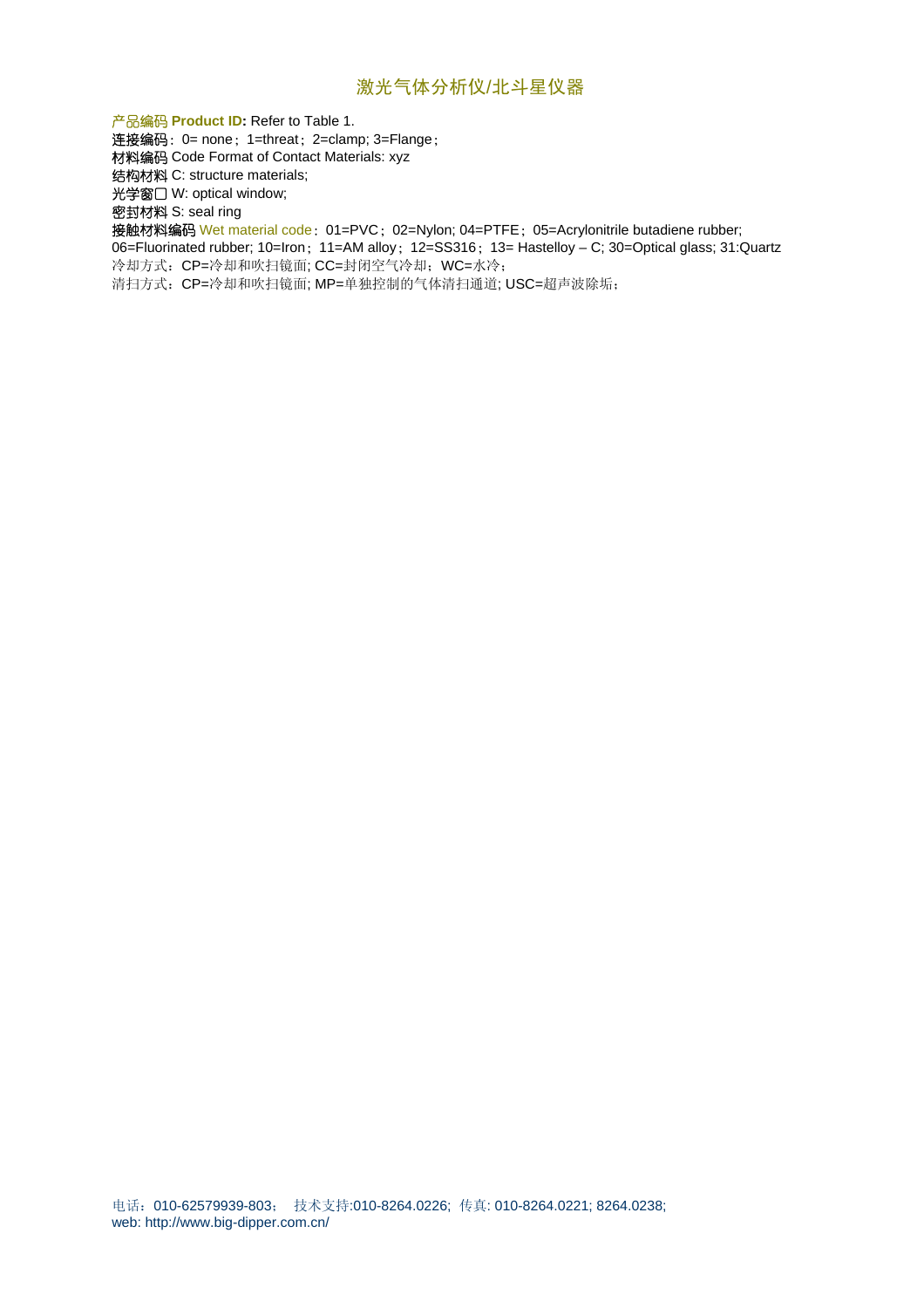产品编码 **Product ID:** Refer to Table 1.

连接编码：0= none；1=threat；2=clamp; 3=Flange；

材料编码 Code Format of Contact Materials: xyz

结构材料 C: structure materials;

光学窗口 W: optical window;

密封材料 S: seal ring

接触材料编码 Wet material code：01=PVC；02=Nylon; 04=PTFE；05=Acrylonitrile butadiene rubber; 06=Fluorinated rubber; 10=Iron；11=AM alloy；12=SS316；13= Hastelloy – C; 30=Optical glass; 31:Quartz

冷却方式：CP=冷却和吹扫镜面; CC=封闭空气冷却；WC=水冷；

清扫方式：CP=冷却和吹扫镜面; MP=单独控制的气体清扫通道; USC=超声波除垢；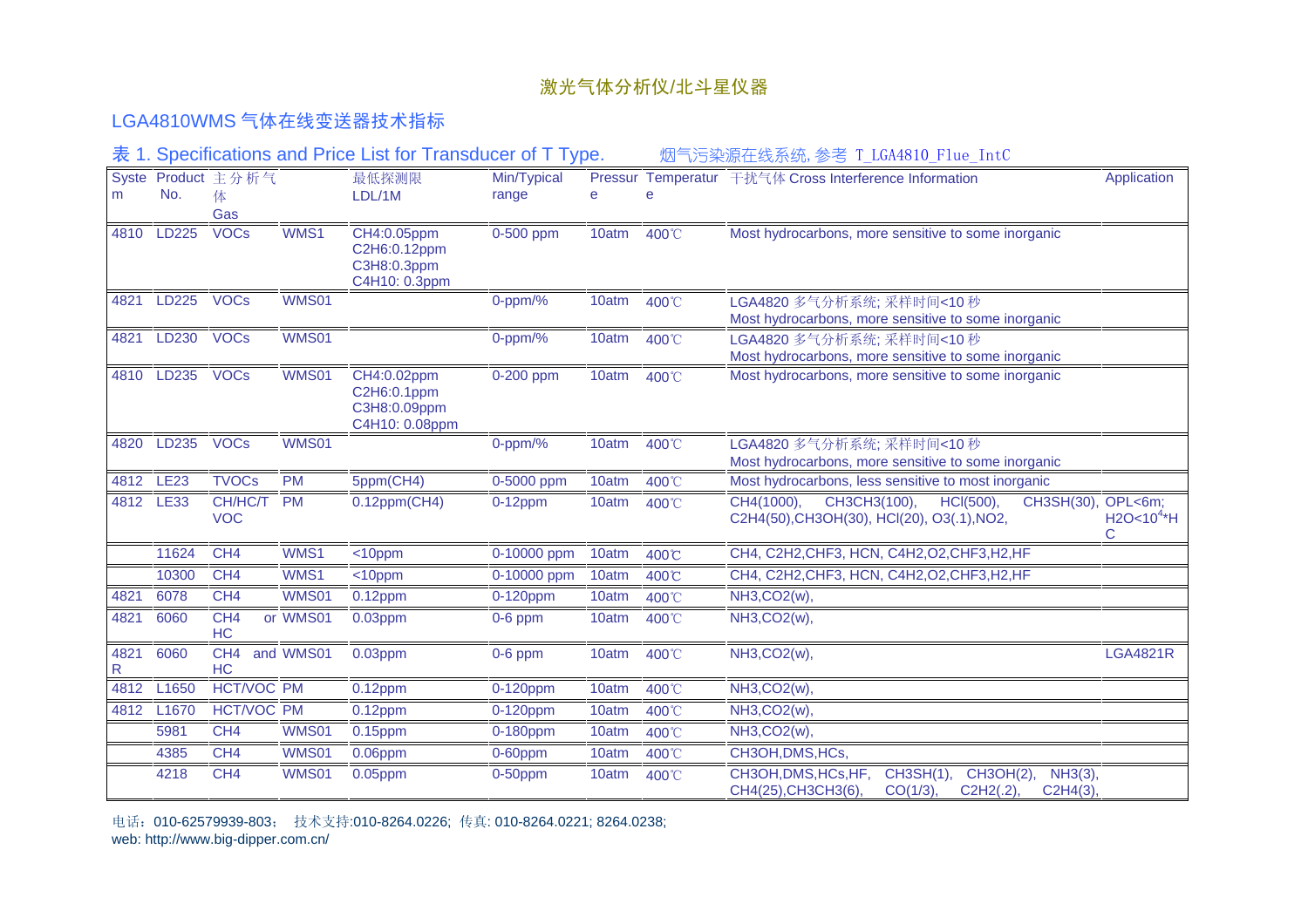激光气体分析仪/北斗星仪器

## LGA4810WMS 气体在线变送器技术指标

### 表 1. Specifications and Price List for Transducer of T Type.　　烟气污染源在线系统, 参考 T_LGA4810_Flue_IntC

| System | Product No. | 主分析气体 Gas | | 最低探测限 LDL/1M | Min/Typical range | Pressure | Temperature | 干扰气体 Cross Interference Information | Application |
|---|---|---|---|---|---|---|---|---|---|
| 4810 | LD225 | VOCs | WMS1 | $CH_4$:0.05ppm $C_2H_6$:0.12ppm $C_3H_8$:0.3ppm $C_4H_{10}$: 0.3ppm | 0-500 ppm | 10atm | 400℃ | Most hydrocarbons, more sensitive to some inorganic | |
| 4821 | LD225 | VOCs | WMS01 | | 0-ppm/% | 10atm | 400℃ | LGA4820 多气分析系统; 采样时间<10 秒 Most hydrocarbons, more sensitive to some inorganic | |
| 4821 | LD230 | VOCs | WMS01 | | 0-ppm/% | 10atm | 400℃ | LGA4820 多气分析系统; 采样时间<10 秒 Most hydrocarbons, more sensitive to some inorganic | |
| 4810 | LD235 | VOCs | WMS01 | $CH_4$:0.02ppm $C_2H_6$:0.1ppm $C_3H_8$:0.09ppm $C_4H_{10}$: 0.08ppm | 0-200 ppm | 10atm | 400℃ | Most hydrocarbons, more sensitive to some inorganic | |
| 4820 | LD235 | VOCs | WMS01 | | 0-ppm/% | 10atm | 400℃ | LGA4820 多气分析系统; 采样时间<10 秒 Most hydrocarbons, more sensitive to some inorganic | |
| 4812 | LE23 | TVOCs | PM | 5ppm($CH_4$) | 0-5000 ppm | 10atm | 400℃ | Most hydrocarbons, less sensitive to most inorganic | |
| 4812 | LE33 | CH/HC/TVOC | PM | 0.12ppm($CH_4$) | 0-12ppm | 10atm | 400℃ | $CH_4$(1000), $CH_3CH_3$(100), HCl(500), $CH_3SH$(30), $C_2H_4$(50),$CH_3OH$(30), HCl(20), $O_3$(.1),$NO_2$, | OPL<6m; $H_2O<10^4$*HC |
| | 11624 | $CH_4$ | WMS1 | <10ppm | 0-10000 ppm | 10atm | 400℃ | $CH_4$, $C_2H_2$,$CHF_3$, HCN, $C_4H_2$,$O_2$,$CHF_3$,$H_2$,HF | |
| | 10300 | $CH_4$ | WMS1 | <10ppm | 0-10000 ppm | 10atm | 400℃ | $CH_4$, $C_2H_2$,$CHF_3$, HCN, $C_4H_2$,$O_2$,$CHF_3$,$H_2$,HF | |
| 4821 | 6078 | $CH_4$ | WMS01 | 0.12ppm | 0-120ppm | 10atm | 400℃ | $NH_3$,$CO_2$(w), | |
| 4821 | 6060 | $CH_4$ or HC | WMS01 | 0.03ppm | 0-6 ppm | 10atm | 400℃ | $NH_3$,$CO_2$(w), | |
| 4821R | 6060 | $CH_4$ and HC | WMS01 | 0.03ppm | 0-6 ppm | 10atm | 400℃ | $NH_3$,$CO_2$(w), | LGA4821R |
| 4812 | L1650 | HCT/VOC | PM | 0.12ppm | 0-120ppm | 10atm | 400℃ | $NH_3$,$CO_2$(w), | |
| 4812 | L1670 | HCT/VOC | PM | 0.12ppm | 0-120ppm | 10atm | 400℃ | $NH_3$,$CO_2$(w), | |
| | 5981 | $CH_4$ | WMS01 | 0.15ppm | 0-180ppm | 10atm | 400℃ | $NH_3$,$CO_2$(w), | |
| | 4385 | $CH_4$ | WMS01 | 0.06ppm | 0-60ppm | 10atm | 400℃ | $CH_3OH$,DMS,HCs, | |
| | 4218 | $CH_4$ | WMS01 | 0.05ppm | 0-50ppm | 10atm | 400℃ | $CH_3OH$,DMS,HCs,HF, $CH_3SH$(1), $CH_3OH$(2), $NH_3$(3), $CH_4$(25),$CH_3CH_3$(6), CO(1/3), $C_2H_2$(.2), $C_2H_4$(3), | |

电话：010-62579939-803； 技术支持:010-8264.0226; 传真: 010-8264.0221; 8264.0238;
web: http://www.big-dipper.com.cn/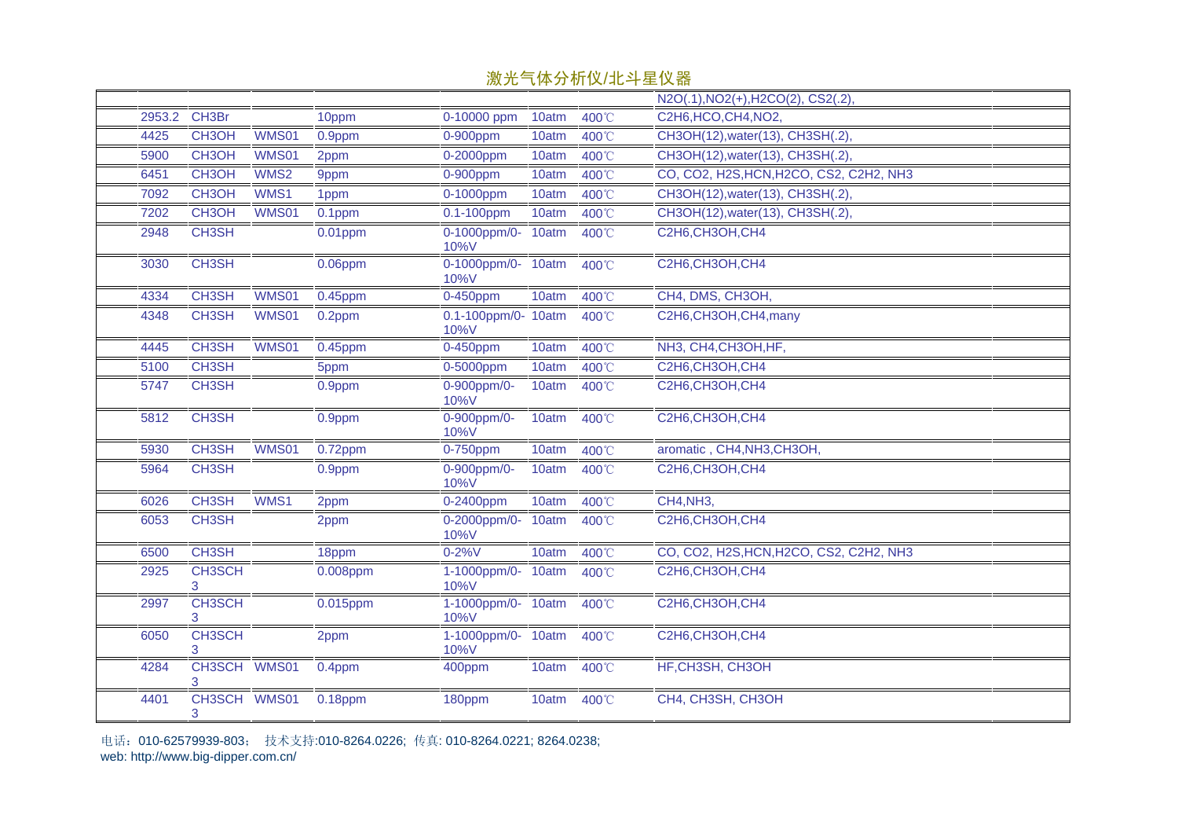## 激光气体分析仪/北斗星仪器

| | | | | | | | |
|---|---|---|---|---|---|---|---|
| | | | | | | | N2O(.1),NO2(+),H2CO(2), CS2(.2), |
| 2953.2 | CH3Br | | 10ppm | 0-10000 ppm | 10atm | 400℃ | C2H6,HCO,CH4,NO2, |
| 4425 | CH3OH | WMS01 | 0.9ppm | 0-900ppm | 10atm | 400℃ | CH3OH(12),water(13), CH3SH(.2), |
| 5900 | CH3OH | WMS01 | 2ppm | 0-2000ppm | 10atm | 400℃ | CH3OH(12),water(13), CH3SH(.2), |
| 6451 | CH3OH | WMS2 | 9ppm | 0-900ppm | 10atm | 400℃ | CO, CO2, H2S,HCN,H2CO, CS2, C2H2, NH3 |
| 7092 | CH3OH | WMS1 | 1ppm | 0-1000ppm | 10atm | 400℃ | CH3OH(12),water(13), CH3SH(.2), |
| 7202 | CH3OH | WMS01 | 0.1ppm | 0.1-100ppm | 10atm | 400℃ | CH3OH(12),water(13), CH3SH(.2), |
| 2948 | CH3SH | | 0.01ppm | 0-1000ppm/0-10%V | 10atm | 400℃ | C2H6,CH3OH,CH4 |
| 3030 | CH3SH | | 0.06ppm | 0-1000ppm/0-10%V | 10atm | 400℃ | C2H6,CH3OH,CH4 |
| 4334 | CH3SH | WMS01 | 0.45ppm | 0-450ppm | 10atm | 400℃ | CH4, DMS, CH3OH, |
| 4348 | CH3SH | WMS01 | 0.2ppm | 0.1-100ppm/0-10%V | 10atm | 400℃ | C2H6,CH3OH,CH4,many |
| 4445 | CH3SH | WMS01 | 0.45ppm | 0-450ppm | 10atm | 400℃ | NH3, CH4,CH3OH,HF, |
| 5100 | CH3SH | | 5ppm | 0-5000ppm | 10atm | 400℃ | C2H6,CH3OH,CH4 |
| 5747 | CH3SH | | 0.9ppm | 0-900ppm/0-10%V | 10atm | 400℃ | C2H6,CH3OH,CH4 |
| 5812 | CH3SH | | 0.9ppm | 0-900ppm/0-10%V | 10atm | 400℃ | C2H6,CH3OH,CH4 |
| 5930 | CH3SH | WMS01 | 0.72ppm | 0-750ppm | 10atm | 400℃ | aromatic , CH4,NH3,CH3OH, |
| 5964 | CH3SH | | 0.9ppm | 0-900ppm/0-10%V | 10atm | 400℃ | C2H6,CH3OH,CH4 |
| 6026 | CH3SH | WMS1 | 2ppm | 0-2400ppm | 10atm | 400℃ | CH4,NH3, |
| 6053 | CH3SH | | 2ppm | 0-2000ppm/0-10%V | 10atm | 400℃ | C2H6,CH3OH,CH4 |
| 6500 | CH3SH | | 18ppm | 0-2%V | 10atm | 400℃ | CO, CO2, H2S,HCN,H2CO, CS2, C2H2, NH3 |
| 2925 | CH3SCH3 | | 0.008ppm | 1-1000ppm/0-10%V | 10atm | 400℃ | C2H6,CH3OH,CH4 |
| 2997 | CH3SCH3 | | 0.015ppm | 1-1000ppm/0-10%V | 10atm | 400℃ | C2H6,CH3OH,CH4 |
| 6050 | CH3SCH3 | | 2ppm | 1-1000ppm/0-10%V | 10atm | 400℃ | C2H6,CH3OH,CH4 |
| 4284 | CH3SCH3 | WMS01 | 0.4ppm | 400ppm | 10atm | 400℃ | HF,CH3SH, CH3OH |
| 4401 | CH3SCH3 | WMS01 | 0.18ppm | 180ppm | 10atm | 400℃ | CH4, CH3SH, CH3OH |

电话：010-62579939-803； 技术支持:010-8264.0226; 传真: 010-8264.0221; 8264.0238;
web: http://www.big-dipper.com.cn/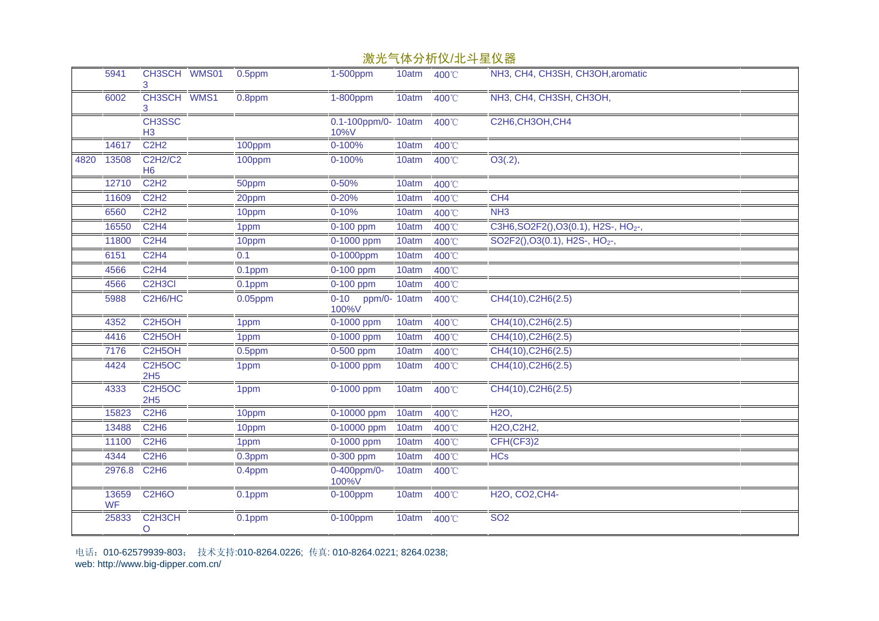激光气体分析仪/北斗星仪器

|  |  |  |  |  |  |  |  |  |  |
|---|---|---|---|---|---|---|---|---|---|
|  | 5941 | CH3SCH3 | WMS01 | 0.5ppm | 1-500ppm | 10atm | 400℃ | NH3, CH4, CH3SH, CH3OH,aromatic |  |
|  | 6002 | CH3SCH3 | WMS1 | 0.8ppm | 1-800ppm | 10atm | 400℃ | NH3, CH4, CH3SH, CH3OH, |  |
|  |  | CH3SSCH3 |  |  | 0.1-100ppm/0-10%V | 10atm | 400℃ | C2H6,CH3OH,CH4 |  |
|  | 14617 | C2H2 |  | 100ppm | 0-100% | 10atm | 400℃ |  |  |
| 4820 | 13508 | C2H2/C2H6 |  | 100ppm | 0-100% | 10atm | 400℃ | O3(.2), |  |
|  | 12710 | C2H2 |  | 50ppm | 0-50% | 10atm | 400℃ |  |  |
|  | 11609 | C2H2 |  | 20ppm | 0-20% | 10atm | 400℃ | CH4 |  |
|  | 6560 | C2H2 |  | 10ppm | 0-10% | 10atm | 400℃ | NH3 |  |
|  | 16550 | C2H4 |  | 1ppm | 0-100 ppm | 10atm | 400℃ | C3H6,SO2F2(),O3(0.1), H2S-, $HO_2$-, |  |
|  | 11800 | C2H4 |  | 10ppm | 0-1000 ppm | 10atm | 400℃ | SO2F2(),O3(0.1), H2S-, $HO_2$-, |  |
|  | 6151 | C2H4 |  | 0.1 | 0-1000ppm | 10atm | 400℃ |  |  |
|  | 4566 | C2H4 |  | 0.1ppm | 0-100 ppm | 10atm | 400℃ |  |  |
|  | 4566 | C2H3Cl |  | 0.1ppm | 0-100 ppm | 10atm | 400℃ |  |  |
|  | 5988 | C2H6/HC |  | 0.05ppm | 0-10 ppm/0-100%V | 10atm | 400℃ | CH4(10),C2H6(2.5) |  |
|  | 4352 | C2H5OH |  | 1ppm | 0-1000 ppm | 10atm | 400℃ | CH4(10),C2H6(2.5) |  |
|  | 4416 | C2H5OH |  | 1ppm | 0-1000 ppm | 10atm | 400℃ | CH4(10),C2H6(2.5) |  |
|  | 7176 | C2H5OH |  | 0.5ppm | 0-500 ppm | 10atm | 400℃ | CH4(10),C2H6(2.5) |  |
|  | 4424 | C2H5OC2H5 |  | 1ppm | 0-1000 ppm | 10atm | 400℃ | CH4(10),C2H6(2.5) |  |
|  | 4333 | C2H5OC2H5 |  | 1ppm | 0-1000 ppm | 10atm | 400℃ | CH4(10),C2H6(2.5) |  |
|  | 15823 | C2H6 |  | 10ppm | 0-10000 ppm | 10atm | 400℃ | H2O, |  |
|  | 13488 | C2H6 |  | 10ppm | 0-10000 ppm | 10atm | 400℃ | H2O,C2H2, |  |
|  | 11100 | C2H6 |  | 1ppm | 0-1000 ppm | 10atm | 400℃ | CFH(CF3)2 |  |
|  | 4344 | C2H6 |  | 0.3ppm | 0-300 ppm | 10atm | 400℃ | HCs |  |
|  | 2976.8 | C2H6 |  | 0.4ppm | 0-400ppm/0-100%V | 10atm | 400℃ |  |  |
|  | 13659 WF | C2H6O |  | 0.1ppm | 0-100ppm | 10atm | 400℃ | H2O, CO2,CH4- |  |
|  | 25833 | C2H3CHO |  | 0.1ppm | 0-100ppm | 10atm | 400℃ | SO2 |  |

电话：010-62579939-803； 技术支持:010-8264.0226; 传真: 010-8264.0221; 8264.0238;
web: http://www.big-dipper.com.cn/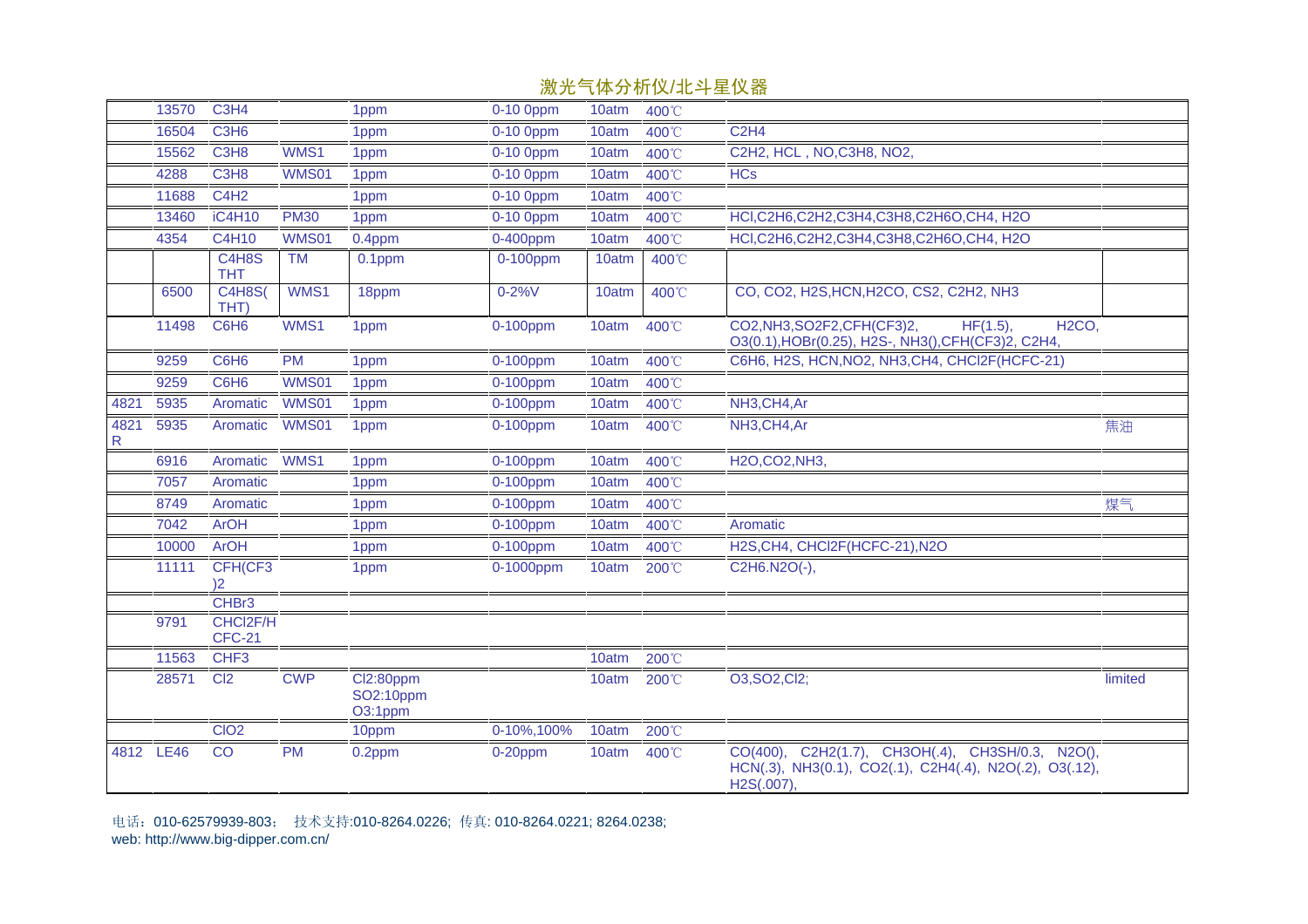# 激光气体分析仪/北斗星仪器

| | | | | | | | | | |
|---|---|---|---|---|---|---|---|---|---|
| | 13570 | C3H4 | | 1ppm | 0-10 0ppm | 10atm | 400℃ | | |
| | 16504 | C3H6 | | 1ppm | 0-10 0ppm | 10atm | 400℃ | C2H4 | |
| | 15562 | C3H8 | WMS1 | 1ppm | 0-10 0ppm | 10atm | 400℃ | C2H2, HCL , NO,C3H8, NO2, | |
| | 4288 | C3H8 | WMS01 | 1ppm | 0-10 0ppm | 10atm | 400℃ | HCs | |
| | 11688 | C4H2 | | 1ppm | 0-10 0ppm | 10atm | 400℃ | | |
| | 13460 | iC4H10 | PM30 | 1ppm | 0-10 0ppm | 10atm | 400℃ | HCl,C2H6,C2H2,C3H4,C3H8,C2H6O,CH4, H2O | |
| | 4354 | C4H10 | WMS01 | 0.4ppm | 0-400ppm | 10atm | 400℃ | HCl,C2H6,C2H2,C3H4,C3H8,C2H6O,CH4, H2O | |
| | | C4H8S THT | TM | 0.1ppm | 0-100ppm | 10atm | 400℃ | | |
| | 6500 | C4H8S( THT) | WMS1 | 18ppm | 0-2%V | 10atm | 400℃ | CO, CO2, H2S,HCN,H2CO, CS2, C2H2, NH3 | |
| | 11498 | C6H6 | WMS1 | 1ppm | 0-100ppm | 10atm | 400℃ | CO2,NH3,SO2F2,CFH(CF3)2, HF(1.5), H2CO, O3(0.1),HOBr(0.25), H2S-, NH3(),CFH(CF3)2, C2H4, | |
| | 9259 | C6H6 | PM | 1ppm | 0-100ppm | 10atm | 400℃ | C6H6, H2S, HCN,NO2, NH3,CH4, CHCl2F(HCFC-21) | |
| | 9259 | C6H6 | WMS01 | 1ppm | 0-100ppm | 10atm | 400℃ | | |
| 4821 | 5935 | Aromatic | WMS01 | 1ppm | 0-100ppm | 10atm | 400℃ | NH3,CH4,Ar | |
| 4821 R | 5935 | Aromatic | WMS01 | 1ppm | 0-100ppm | 10atm | 400℃ | NH3,CH4,Ar | 焦油 |
| | 6916 | Aromatic | WMS1 | 1ppm | 0-100ppm | 10atm | 400℃ | H2O,CO2,NH3, | |
| | 7057 | Aromatic | | 1ppm | 0-100ppm | 10atm | 400℃ | | |
| | 8749 | Aromatic | | 1ppm | 0-100ppm | 10atm | 400℃ | | 煤气 |
| | 7042 | ArOH | | 1ppm | 0-100ppm | 10atm | 400℃ | Aromatic | |
| | 10000 | ArOH | | 1ppm | 0-100ppm | 10atm | 400℃ | H2S,CH4, CHCl2F(HCFC-21),N2O | |
| | 11111 | CFH(CF3 )2 | | 1ppm | 0-1000ppm | 10atm | 200℃ | C2H6.N2O(-), | |
| | | CHBr3 | | | | | | | |
| | 9791 | CHCl2F/H CFC-21 | | | | | | | |
| | 11563 | CHF3 | | | | 10atm | 200℃ | | |
| | 28571 | Cl2 | CWP | Cl2:80ppm SO2:10ppm O3:1ppm | | 10atm | 200℃ | O3,SO2,Cl2; | limited |
| | | ClO2 | | 10ppm | 0-10%,100% | 10atm | 200℃ | | |
| 4812 | LE46 | CO | PM | 0.2ppm | 0-20ppm | 10atm | 400℃ | CO(400), C2H2(1.7), CH3OH(.4), CH3SH/0.3, N2O(), HCN(.3), NH3(0.1), CO2(.1), C2H4(.4), N2O(.2), O3(.12), H2S(.007), | |

电话：010-62579939-803； 技术支持:010-8264.0226; 传真: 010-8264.0221; 8264.0238;
web: http://www.big-dipper.com.cn/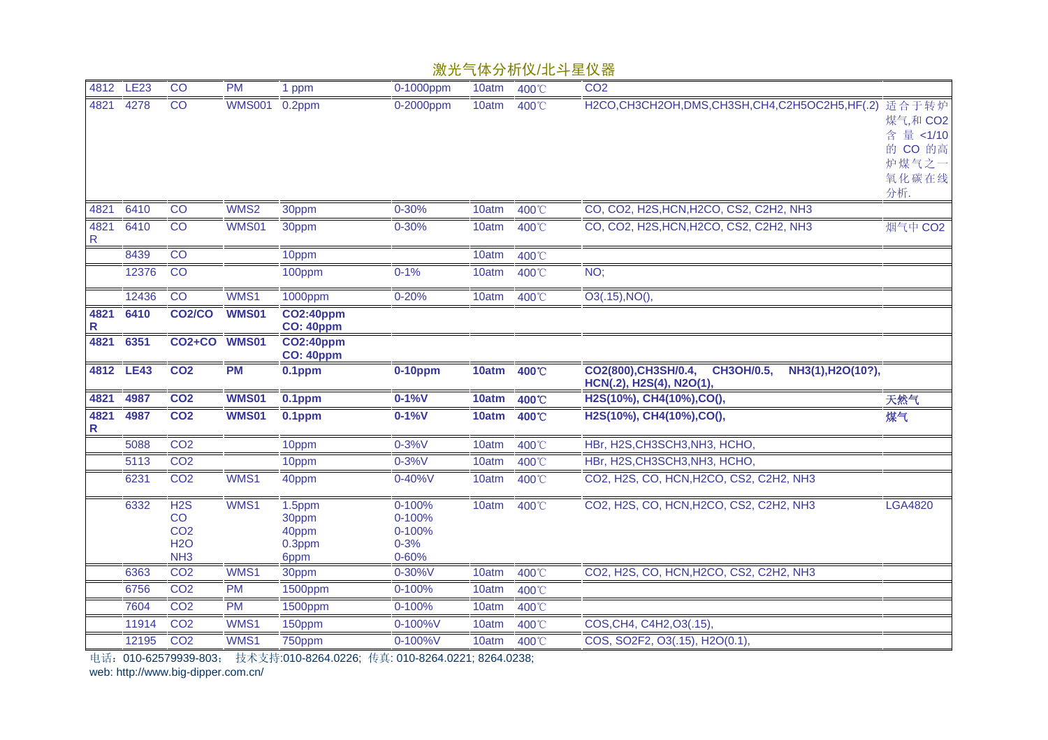# 激光气体分析仪/北斗星仪器

| | | | | | | | | | |
|---|---|---|---|---|---|---|---|---|---|
| 4812 | LE23 | CO | PM | 1 ppm | 0-1000ppm | 10atm | 400℃ | $CO_2$ | |
| 4821 | 4278 | CO | WMS001 | 0.2ppm | 0-2000ppm | 10atm | 400℃ | $H_2CO$,$CH_3CH_2OH$,DMS,$CH_3SH$,$CH_4$,$C_2H_5OC_2H_5$,HF(.2) | 适合于转炉煤气,和 $CO_2$ 含量 <1/10 的 CO 的高炉煤气之一氧化碳在线分析. |
| 4821 | 6410 | CO | WMS2 | 30ppm | 0-30% | 10atm | 400℃ | CO, $CO_2$, $H_2S$,HCN,$H_2CO$, $CS_2$, $C_2H_2$, $NH_3$ | |
| 4821 R | 6410 | CO | WMS01 | 30ppm | 0-30% | 10atm | 400℃ | CO, $CO_2$, $H_2S$,HCN,$H_2CO$, $CS_2$, $C_2H_2$, $NH_3$ | 烟气中 $CO_2$ |
| | 8439 | CO | | 10ppm | | 10atm | 400℃ | | |
| | 12376 | CO | | 100ppm | 0-1% | 10atm | 400℃ | NO; | |
| | 12436 | CO | WMS1 | 1000ppm | 0-20% | 10atm | 400℃ | $O_3$(.15),NO(), | |
| **4821 R** | **6410** | **$CO_2$/CO** | **WMS01** | **$CO_2$:40ppm CO: 40ppm** | | | | | |
| **4821** | **6351** | **$CO_2$+CO** | **WMS01** | **$CO_2$:40ppm CO: 40ppm** | | | | | |
| **4812** | **LE43** | **$CO_2$** | **PM** | **0.1ppm** | **0-10ppm** | **10atm** | **400℃** | **$CO_2$(800),$CH_3SH$/0.4, $CH_3OH$/0.5, $NH_3$(1),$H_2O$(10?), HCN(.2), $H_2S$(4), $N_2O$(1),** | |
| **4821** | **4987** | **$CO_2$** | **WMS01** | **0.1ppm** | **0-1%V** | **10atm** | **400℃** | **$H_2S$(10%), $CH_4$(10%),CO(),** | **天然气** |
| **4821 R** | **4987** | **$CO_2$** | **WMS01** | **0.1ppm** | **0-1%V** | **10atm** | **400℃** | **$H_2S$(10%), $CH_4$(10%),CO(),** | **煤气** |
| | 5088 | $CO_2$ | | 10ppm | 0-3%V | 10atm | 400℃ | HBr, $H_2S$,$CH_3SCH_3$,$NH_3$, HCHO, | |
| | 5113 | $CO_2$ | | 10ppm | 0-3%V | 10atm | 400℃ | HBr, $H_2S$,$CH_3SCH_3$,$NH_3$, HCHO, | |
| | 6231 | $CO_2$ | WMS1 | 40ppm | 0-40%V | 10atm | 400℃ | $CO_2$, $H_2S$, CO, HCN,$H_2CO$, $CS_2$, $C_2H_2$, $NH_3$ | |
| | 6332 | $H_2S$ CO $CO_2$ $H_2O$ $NH_3$ | WMS1 | 1.5ppm 30ppm 40ppm 0.3ppm 6ppm | 0-100% 0-100% 0-100% 0-3% 0-60% | 10atm | 400℃ | $CO_2$, $H_2S$, CO, HCN,$H_2CO$, $CS_2$, $C_2H_2$, $NH_3$ | LGA4820 |
| | 6363 | $CO_2$ | WMS1 | 30ppm | 0-30%V | 10atm | 400℃ | $CO_2$, $H_2S$, CO, HCN,$H_2CO$, $CS_2$, $C_2H_2$, $NH_3$ | |
| | 6756 | $CO_2$ | PM | 1500ppm | 0-100% | 10atm | 400℃ | | |
| | 7604 | $CO_2$ | PM | 1500ppm | 0-100% | 10atm | 400℃ | | |
| | 11914 | $CO_2$ | WMS1 | 150ppm | 0-100%V | 10atm | 400℃ | COS,$CH_4$, $C_4H_2$,$O_3$(.15), | |
| | 12195 | $CO_2$ | WMS1 | 750ppm | 0-100%V | 10atm | 400℃ | COS, $SO_2F_2$, $O_3$(.15), $H_2O$(0.1), | |

电话：010-62579939-803； 技术支持:010-8264.0226; 传真: 010-8264.0221; 8264.0238;
web: http://www.big-dipper.com.cn/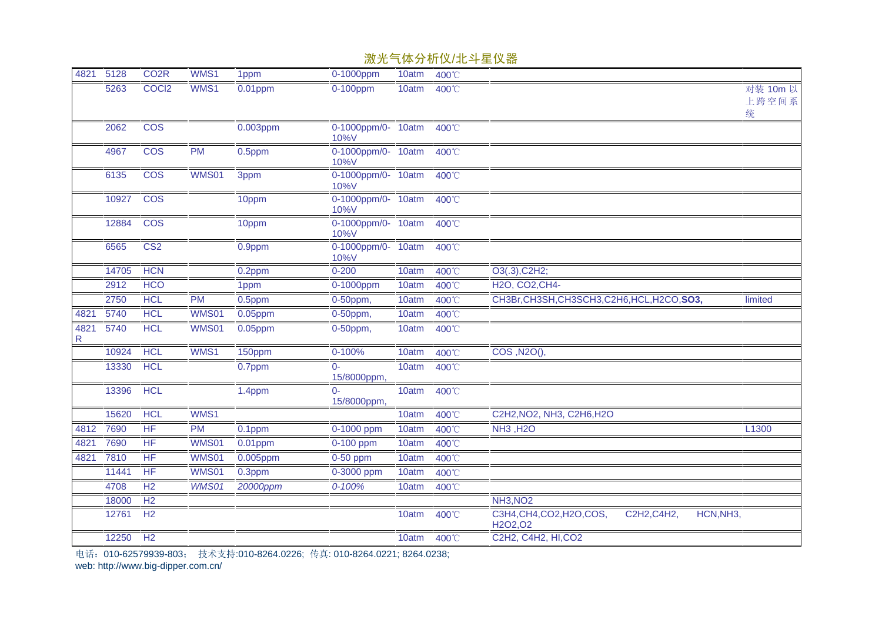激光气体分析仪/北斗星仪器

| | | | | | | | | | |
|---|---|---|---|---|---|---|---|---|---|
| 4821 | 5128 | CO2R | WMS1 | 1ppm | 0-1000ppm | 10atm | 400℃ | | |
| | 5263 | COCl2 | WMS1 | 0.01ppm | 0-100ppm | 10atm | 400℃ | | 对装 10m 以上跨空间系统 |
| | 2062 | COS | | 0.003ppm | 0-1000ppm/0-10%V | 10atm | 400℃ | | |
| | 4967 | COS | PM | 0.5ppm | 0-1000ppm/0-10%V | 10atm | 400℃ | | |
| | 6135 | COS | WMS01 | 3ppm | 0-1000ppm/0-10%V | 10atm | 400℃ | | |
| | 10927 | COS | | 10ppm | 0-1000ppm/0-10%V | 10atm | 400℃ | | |
| | 12884 | COS | | 10ppm | 0-1000ppm/0-10%V | 10atm | 400℃ | | |
| | 6565 | CS2 | | 0.9ppm | 0-1000ppm/0-10%V | 10atm | 400℃ | | |
| | 14705 | HCN | | 0.2ppm | 0-200 | 10atm | 400℃ | O3(.3),C2H2; | |
| | 2912 | HCO | | 1ppm | 0-1000ppm | 10atm | 400℃ | H2O, CO2,CH4- | |
| | 2750 | HCL | PM | 0.5ppm | 0-50ppm, | 10atm | 400℃ | CH3Br,CH3SH,CH3SCH3,C2H6,HCL,H2CO,**SO3,** | limited |
| 4821 | 5740 | HCL | WMS01 | 0.05ppm | 0-50ppm, | 10atm | 400℃ | | |
| 4821 R | 5740 | HCL | WMS01 | 0.05ppm | 0-50ppm, | 10atm | 400℃ | | |
| | 10924 | HCL | WMS1 | 150ppm | 0-100% | 10atm | 400℃ | COS ,N2O(), | |
| | 13330 | HCL | | 0.7ppm | 0-15/8000ppm, | 10atm | 400℃ | | |
| | 13396 | HCL | | 1.4ppm | 0-15/8000ppm, | 10atm | 400℃ | | |
| | 15620 | HCL | WMS1 | | | 10atm | 400℃ | C2H2,NO2, NH3, C2H6,H2O | |
| 4812 | 7690 | HF | PM | 0.1ppm | 0-1000 ppm | 10atm | 400℃ | NH3 ,H2O | L1300 |
| 4821 | 7690 | HF | WMS01 | 0.01ppm | 0-100 ppm | 10atm | 400℃ | | |
| 4821 | 7810 | HF | WMS01 | 0.005ppm | 0-50 ppm | 10atm | 400℃ | | |
| | 11441 | HF | WMS01 | 0.3ppm | 0-3000 ppm | 10atm | 400℃ | | |
| | 4708 | H2 | *WMS01* | *20000ppm* | *0-100%* | 10atm | 400℃ | | |
| | 18000 | H2 | | | | | | NH3,NO2 | |
| | 12761 | H2 | | | | 10atm | 400℃ | C3H4,CH4,CO2,H2O,COS, C2H2,C4H2, HCN,NH3, H2O2,O2 | |
| | 12250 | H2 | | | | 10atm | 400℃ | C2H2, C4H2, HI,CO2 | |

电话：010-62579939-803； 技术支持:010-8264.0226; 传真: 010-8264.0221; 8264.0238;
web: http://www.big-dipper.com.cn/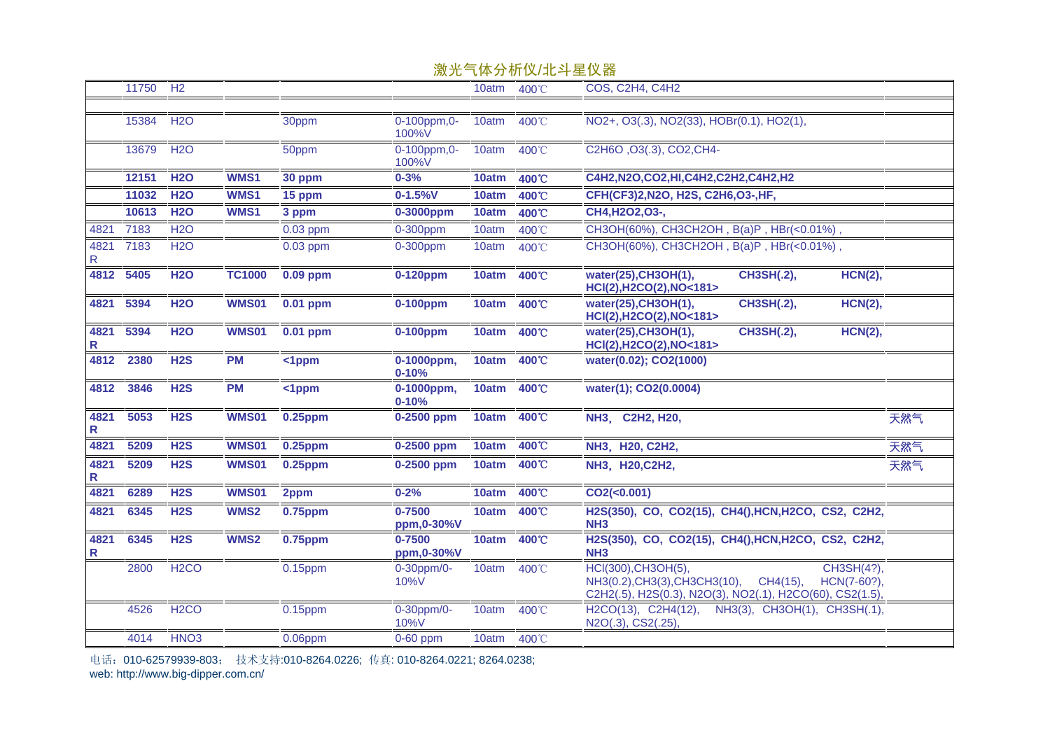# 激光气体分析仪/北斗星仪器

| | | | | | | | | | |
|---|---|---|---|---|---|---|---|---|---|
| | 11750 | H2 | | | | 10atm | 400℃ | COS, C2H4, C4H2 | |
| | | | | | | | | | |
| | 15384 | H2O | | 30ppm | 0-100ppm,0-100%V | 10atm | 400℃ | NO2+, O3(.3), NO2(33), HOBr(0.1), HO2(1), | |
| | 13679 | H2O | | 50ppm | 0-100ppm,0-100%V | 10atm | 400℃ | C2H6O ,O3(.3), CO2,CH4- | |
| | **12151** | **H2O** | **WMS1** | **30 ppm** | **0-3%** | **10atm** | **400℃** | **C4H2,N2O,CO2,HI,C4H2,C2H2,C4H2,H2** | |
| | **11032** | **H2O** | **WMS1** | **15 ppm** | **0-1.5%V** | **10atm** | **400℃** | **CFH(CF3)2,N2O, H2S, C2H6,O3-,HF,** | |
| | **10613** | **H2O** | **WMS1** | **3 ppm** | **0-3000ppm** | **10atm** | **400℃** | **CH4,H2O2,O3-,** | |
| 4821 | 7183 | H2O | | 0.03 ppm | 0-300ppm | 10atm | 400℃ | CH3OH(60%), CH3CH2OH , B(a)P , HBr(<0.01%) , | |
| 4821 R | 7183 | H2O | | 0.03 ppm | 0-300ppm | 10atm | 400℃ | CH3OH(60%), CH3CH2OH , B(a)P , HBr(<0.01%) , | |
| **4812** | **5405** | **H2O** | **TC1000** | **0.09 ppm** | **0-120ppm** | **10atm** | **400℃** | **water(25),CH3OH(1), CH3SH(.2), HCN(2), HCl(2),H2CO(2),NO<181>** | |
| **4821** | **5394** | **H2O** | **WMS01** | **0.01 ppm** | **0-100ppm** | **10atm** | **400℃** | **water(25),CH3OH(1), CH3SH(.2), HCN(2), HCl(2),H2CO(2),NO<181>** | |
| **4821 R** | **5394** | **H2O** | **WMS01** | **0.01 ppm** | **0-100ppm** | **10atm** | **400℃** | **water(25),CH3OH(1), CH3SH(.2), HCN(2), HCl(2),H2CO(2),NO<181>** | |
| **4812** | **2380** | **H2S** | **PM** | **<1ppm** | **0-1000ppm, 0-10%** | **10atm** | **400℃** | **water(0.02); CO2(1000)** | |
| **4812** | **3846** | **H2S** | **PM** | **<1ppm** | **0-1000ppm, 0-10%** | **10atm** | **400℃** | **water(1); CO2(0.0004)** | |
| **4821 R** | **5053** | **H2S** | **WMS01** | **0.25ppm** | **0-2500 ppm** | **10atm** | **400℃** | **NH3, C2H2, H20,** | 天然气 |
| **4821** | **5209** | **H2S** | **WMS01** | **0.25ppm** | **0-2500 ppm** | **10atm** | **400℃** | **NH3, H20, C2H2,** | 天然气 |
| **4821 R** | **5209** | **H2S** | **WMS01** | **0.25ppm** | **0-2500 ppm** | **10atm** | **400℃** | **NH3, H20,C2H2,** | 天然气 |
| **4821** | **6289** | **H2S** | **WMS01** | **2ppm** | **0-2%** | **10atm** | **400℃** | **CO2(<0.001)** | |
| **4821** | **6345** | **H2S** | **WMS2** | **0.75ppm** | **0-7500 ppm,0-30%V** | **10atm** | **400℃** | **H2S(350), CO, CO2(15), CH4(),HCN,H2CO, CS2, C2H2, NH3** | |
| **4821 R** | **6345** | **H2S** | **WMS2** | **0.75ppm** | **0-7500 ppm,0-30%V** | **10atm** | **400℃** | **H2S(350), CO, CO2(15), CH4(),HCN,H2CO, CS2, C2H2, NH3** | |
| | 2800 | H2CO | | 0.15ppm | 0-30ppm/0-10%V | 10atm | 400℃ | HCl(300),CH3OH(5), CH3SH(4?), NH3(0.2),CH3(3),CH3CH3(10), CH4(15), HCN(7-60?), C2H2(.5), H2S(0.3), N2O(3), NO2(.1), H2CO(60), CS2(1.5), | |
| | 4526 | H2CO | | 0.15ppm | 0-30ppm/0-10%V | 10atm | 400℃ | H2CO(13), C2H4(12), NH3(3), CH3OH(1), CH3SH(.1), N2O(.3), CS2(.25), | |
| | 4014 | HNO3 | | 0.06ppm | 0-60 ppm | 10atm | 400℃ | | |

电话：010-62579939-803； 技术支持:010-8264.0226; 传真: 010-8264.0221; 8264.0238;
web: http://www.big-dipper.com.cn/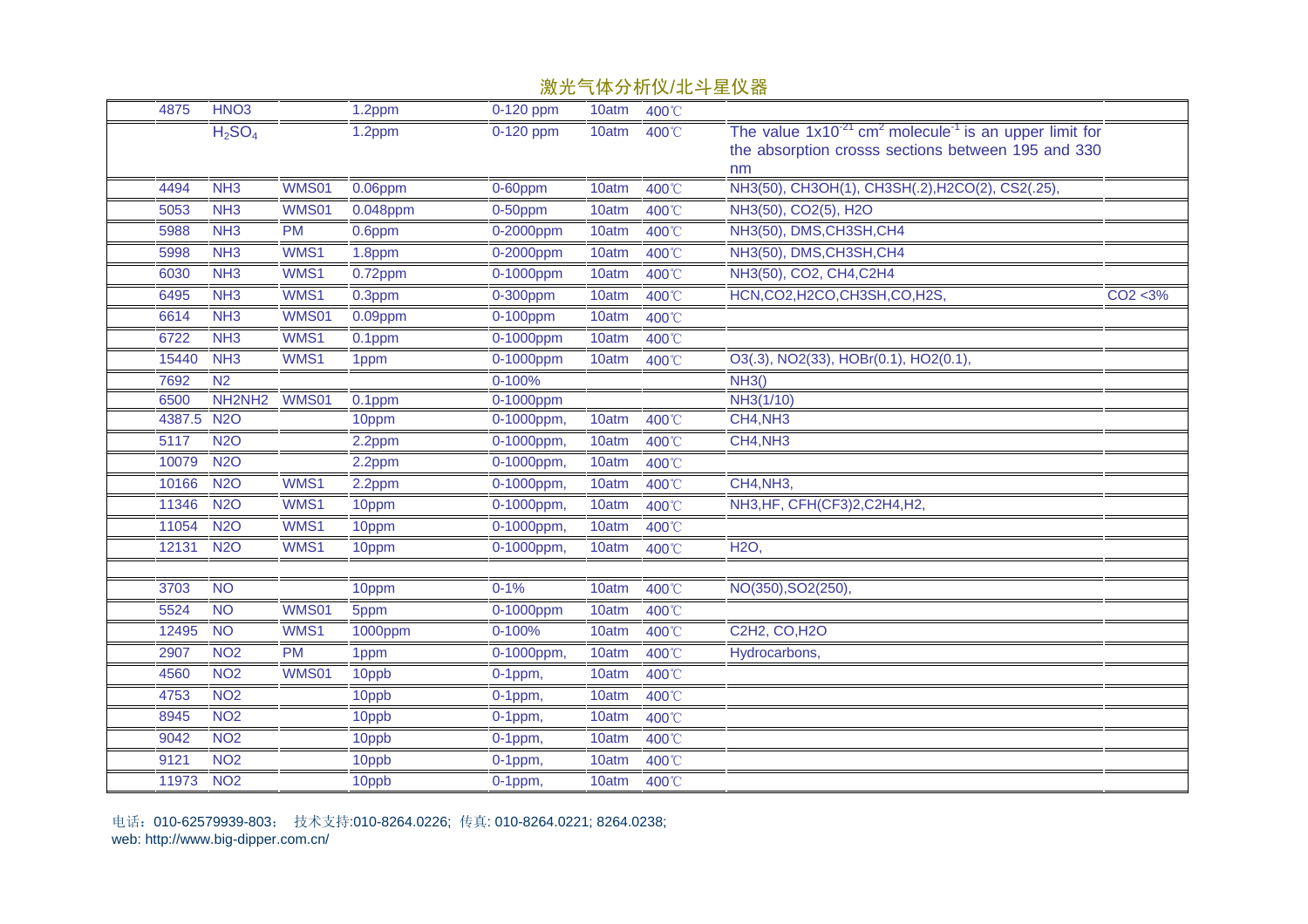# 激光气体分析仪/北斗星仪器

| | | | | | | | | |
|---|---|---|---|---|---|---|---|---|
| 4875 | HNO3 | | 1.2ppm | 0-120 ppm | 10atm | 400℃ | | |
| | $H_2SO_4$ | | 1.2ppm | 0-120 ppm | 10atm | 400℃ | The value $1x10^{-21}$ $cm^2$ $molecule^{-1}$ is an upper limit for the absorption crosss sections between 195 and 330 nm | |
| 4494 | NH3 | WMS01 | 0.06ppm | 0-60ppm | 10atm | 400℃ | NH3(50), CH3OH(1), CH3SH(.2),H2CO(2), CS2(.25), | |
| 5053 | NH3 | WMS01 | 0.048ppm | 0-50ppm | 10atm | 400℃ | NH3(50), CO2(5), H2O | |
| 5988 | NH3 | PM | 0.6ppm | 0-2000ppm | 10atm | 400℃ | NH3(50), DMS,CH3SH,CH4 | |
| 5998 | NH3 | WMS1 | 1.8ppm | 0-2000ppm | 10atm | 400℃ | NH3(50), DMS,CH3SH,CH4 | |
| 6030 | NH3 | WMS1 | 0.72ppm | 0-1000ppm | 10atm | 400℃ | NH3(50), CO2, CH4,C2H4 | |
| 6495 | NH3 | WMS1 | 0.3ppm | 0-300ppm | 10atm | 400℃ | HCN,CO2,H2CO,CH3SH,CO,H2S, | CO2 <3% |
| 6614 | NH3 | WMS01 | 0.09ppm | 0-100ppm | 10atm | 400℃ | | |
| 6722 | NH3 | WMS1 | 0.1ppm | 0-1000ppm | 10atm | 400℃ | | |
| 15440 | NH3 | WMS1 | 1ppm | 0-1000ppm | 10atm | 400℃ | O3(.3), NO2(33), HOBr(0.1), HO2(0.1), | |
| 7692 | N2 | | | 0-100% | | | NH3() | |
| 6500 | NH2NH2 | WMS01 | 0.1ppm | 0-1000ppm | | | NH3(1/10) | |
| 4387.5 | N2O | | 10ppm | 0-1000ppm, | 10atm | 400℃ | CH4,NH3 | |
| 5117 | N2O | | 2.2ppm | 0-1000ppm, | 10atm | 400℃ | CH4,NH3 | |
| 10079 | N2O | | 2.2ppm | 0-1000ppm, | 10atm | 400℃ | | |
| 10166 | N2O | WMS1 | 2.2ppm | 0-1000ppm, | 10atm | 400℃ | CH4,NH3, | |
| 11346 | N2O | WMS1 | 10ppm | 0-1000ppm, | 10atm | 400℃ | NH3,HF, CFH(CF3)2,C2H4,H2, | |
| 11054 | N2O | WMS1 | 10ppm | 0-1000ppm, | 10atm | 400℃ | | |
| 12131 | N2O | WMS1 | 10ppm | 0-1000ppm, | 10atm | 400℃ | H2O, | |
| | | | | | | | | |
| 3703 | NO | | 10ppm | 0-1% | 10atm | 400℃ | NO(350),SO2(250), | |
| 5524 | NO | WMS01 | 5ppm | 0-1000ppm | 10atm | 400℃ | | |
| 12495 | NO | WMS1 | 1000ppm | 0-100% | 10atm | 400℃ | C2H2, CO,H2O | |
| 2907 | NO2 | PM | 1ppm | 0-1000ppm, | 10atm | 400℃ | Hydrocarbons, | |
| 4560 | NO2 | WMS01 | 10ppb | 0-1ppm, | 10atm | 400℃ | | |
| 4753 | NO2 | | 10ppb | 0-1ppm, | 10atm | 400℃ | | |
| 8945 | NO2 | | 10ppb | 0-1ppm, | 10atm | 400℃ | | |
| 9042 | NO2 | | 10ppb | 0-1ppm, | 10atm | 400℃ | | |
| 9121 | NO2 | | 10ppb | 0-1ppm, | 10atm | 400℃ | | |
| 11973 | NO2 | | 10ppb | 0-1ppm, | 10atm | 400℃ | | |

电话：010-62579939-803； 技术支持:010-8264.0226; 传真: 010-8264.0221; 8264.0238;
web: http://www.big-dipper.com.cn/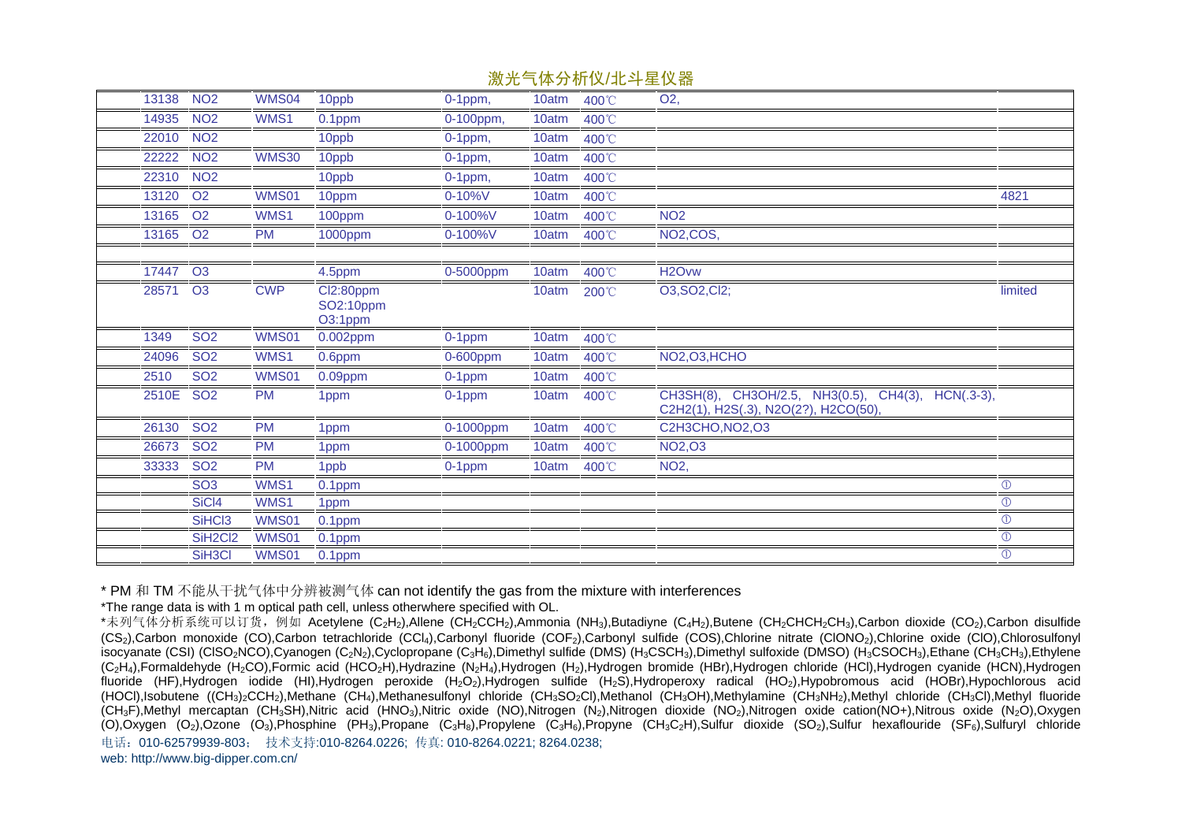激光气体分析仪/北斗星仪器

| | | | | | | | | |
|---|---|---|---|---|---|---|---|---|
| 13138 | NO2 | WMS04 | 10ppb | 0-1ppm, | 10atm | 400℃ | O2, | |
| 14935 | NO2 | WMS1 | 0.1ppm | 0-100ppm, | 10atm | 400℃ | | |
| 22010 | NO2 | | 10ppb | 0-1ppm, | 10atm | 400℃ | | |
| 22222 | NO2 | WMS30 | 10ppb | 0-1ppm, | 10atm | 400℃ | | |
| 22310 | NO2 | | 10ppb | 0-1ppm, | 10atm | 400℃ | | |
| 13120 | O2 | WMS01 | 10ppm | 0-10%V | 10atm | 400℃ | | 4821 |
| 13165 | O2 | WMS1 | 100ppm | 0-100%V | 10atm | 400℃ | NO2 | |
| 13165 | O2 | PM | 1000ppm | 0-100%V | 10atm | 400℃ | NO2,COS, | |
| | | | | | | | | |
| 17447 | O3 | | 4.5ppm | 0-5000ppm | 10atm | 400℃ | H2Ovw | |
| 28571 | O3 | CWP | Cl2:80ppm SO2:10ppm O3:1ppm | | 10atm | 200℃ | O3,SO2,Cl2; | limited |
| 1349 | SO2 | WMS01 | 0.002ppm | 0-1ppm | 10atm | 400℃ | | |
| 24096 | SO2 | WMS1 | 0.6ppm | 0-600ppm | 10atm | 400℃ | NO2,O3,HCHO | |
| 2510 | SO2 | WMS01 | 0.09ppm | 0-1ppm | 10atm | 400℃ | | |
| 2510E | SO2 | PM | 1ppm | 0-1ppm | 10atm | 400℃ | CH3SH(8), CH3OH/2.5, NH3(0.5), CH4(3), HCN(.3-3), C2H2(1), H2S(.3), N2O(2?), H2CO(50), | |
| 26130 | SO2 | PM | 1ppm | 0-1000ppm | 10atm | 400℃ | C2H3CHO,NO2,O3 | |
| 26673 | SO2 | PM | 1ppm | 0-1000ppm | 10atm | 400℃ | NO2,O3 | |
| 33333 | SO2 | PM | 1ppb | 0-1ppm | 10atm | 400℃ | NO2, | |
| | SO3 | WMS1 | 0.1ppm | | | | | ① |
| | SiCl4 | WMS1 | 1ppm | | | | | ① |
| | SiHCl3 | WMS01 | 0.1ppm | | | | | ① |
| | SiH2Cl2 | WMS01 | 0.1ppm | | | | | ① |
| | SiH3Cl | WMS01 | 0.1ppm | | | | | ① |

* PM 和 TM 不能从干扰气体中分辨被测气体 can not identify the gas from the mixture with interferences

*The range data is with 1 m optical path cell, unless otherwise specified with OL.

*未列气体分析系统可以订货，例如 Acetylene ($C_2H_2$),Allene ($CH_2CCH_2$),Ammonia ($NH_3$),Butadiyne ($C_4H_2$),Butene ($CH_2CHCH_2CH_3$),Carbon dioxide ($CO_2$),Carbon disulfide ($CS_2$),Carbon monoxide (CO),Carbon tetrachloride ($CCl_4$),Carbonyl fluoride ($COF_2$),Carbonyl sulfide (COS),Chlorine nitrate ($ClONO_2$),Chlorine oxide (ClO),Chlorosulfonyl isocyanate (CSI) ($ClSO_2NCO$),Cyanogen ($C_2N_2$),Cyclopropane ($C_3H_6$),Dimethyl sulfide (DMS) ($H_3CSCH_3$),Dimethyl sulfoxide (DMSO) ($H_3CSOCH_3$),Ethane ($CH_3CH_3$),Ethylene ($C_2H_4$),Formaldehyde ($H_2CO$),Formic acid ($HCO_2H$),Hydrazine ($N_2H_4$),Hydrogen ($H_2$),Hydrogen bromide (HBr),Hydrogen chloride (HCl),Hydrogen cyanide (HCN),Hydrogen fluoride (HF),Hydrogen iodide (HI),Hydrogen peroxide ($H_2O_2$),Hydrogen sulfide ($H_2S$),Hydroperoxy radical ($HO_2$),Hypobromous acid (HOBr),Hypochlorous acid (HOCl),Isobutene ($(CH_3)_2CCH_2$),Methane ($CH_4$),Methanesulfonyl chloride ($CH_3SO_2Cl$),Methanol ($CH_3OH$),Methylamine ($CH_3NH_2$),Methyl chloride ($CH_3Cl$),Methyl fluoride ($CH_3F$),Methyl mercaptan ($CH_3SH$),Nitric acid ($HNO_3$),Nitric oxide (NO),Nitrogen ($N_2$),Nitrogen dioxide ($NO_2$),Nitrogen oxide cation(NO+),Nitrous oxide ($N_2O$),Oxygen (O),Oxygen ($O_2$),Ozone ($O_3$),Phosphine ($PH_3$),Propane ($C_3H_8$),Propylene ($C_3H_6$),Propyne ($CH_3C_2H$),Sulfur dioxide ($SO_2$),Sulfur hexaflouride ($SF_6$),Sulfuryl chloride

电话：010-62579939-803； 技术支持:010-8264.0226; 传真: 010-8264.0221; 8264.0238;

web: http://www.big-dipper.com.cn/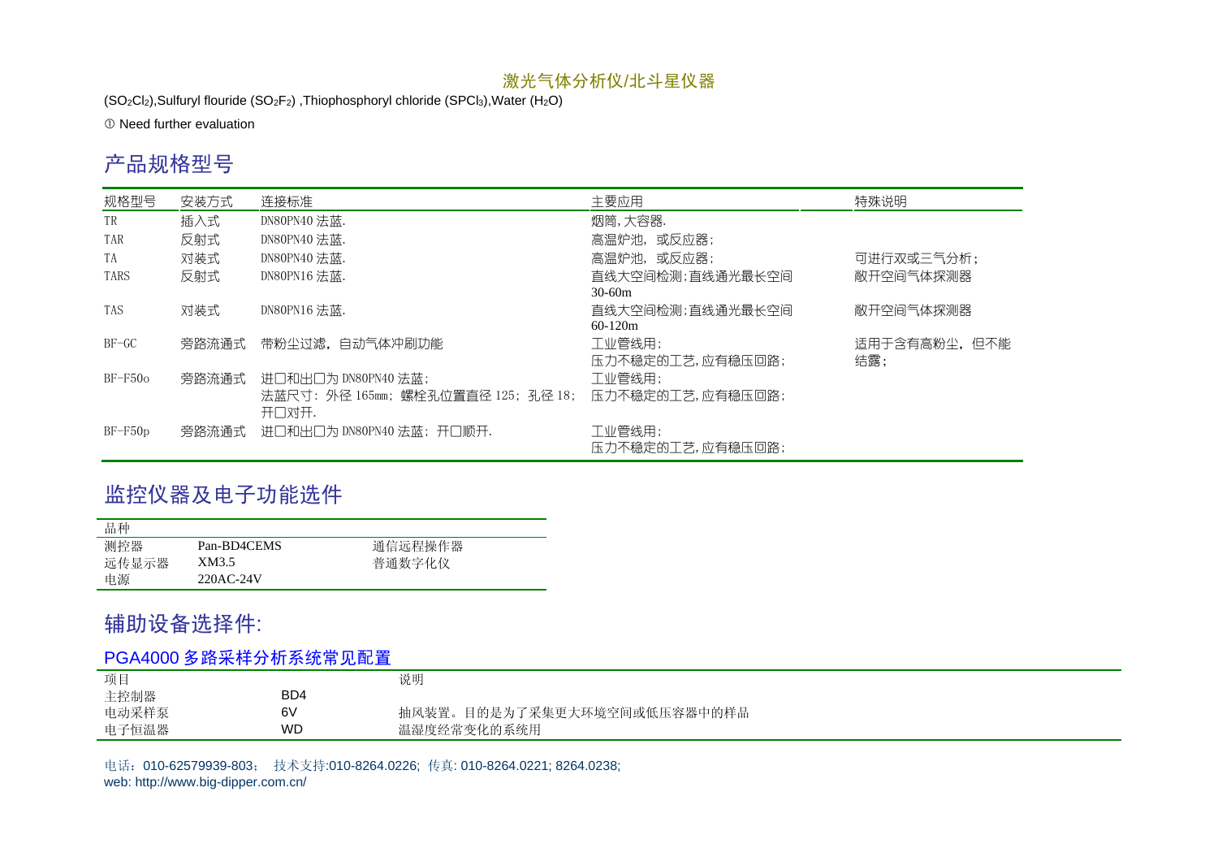($SO_2Cl_2$),Sulfuryl flouride ($SO_2F_2$) ,Thiophosphoryl chloride ($SPCl_3$),Water ($H_2O$)

① Need further evaluation

## 产品规格型号

| 规格型号 | 安装方式 | 连接标准 | 主要应用 | 特殊说明 |
|---|---|---|---|---|
| TR | 插入式 | DN80PN40 法蓝. | 烟筒，大容器. | |
| TAR | 反射式 | DN80PN40 法蓝. | 高温炉池，或反应器； | |
| TA | 对装式 | DN80PN40 法蓝. | 高温炉池，或反应器； | 可进行双或三气分析； |
| TARS | 反射式 | DN80PN16 法蓝. | 直线大空间检测；直线通光最长空间 30-60m | 敞开空间气体探测器 |
| TAS | 对装式 | DN80PN16 法蓝. | 直线大空间检测；直线通光最长空间 60-120m | 敞开空间气体探测器 |
| BF-GC | 旁路流通式 | 带粉尘过滤，自动气体冲刷功能 | 工业管线用；<br>压力不稳定的工艺，应有稳压回路； | 适用于含有高粉尘，但不能结露； |
| BF-F50o | 旁路流通式 | 进口和出口为 DN80PN40 法蓝；<br>法蓝尺寸：外径 165mm；螺栓孔位置直径 125；孔径 18；开口对开. | 工业管线用；<br>压力不稳定的工艺，应有稳压回路； | |
| BF-F50p | 旁路流通式 | 进口和出口为 DN80PN40 法蓝；开口顺开. | 工业管线用；<br>压力不稳定的工艺，应有稳压回路； | |

## 监控仪器及电子功能选件

| 品种 | | |
|---|---|---|
| 测控器 | Pan-BD4CEMS | 通信远程操作器 |
| 远传显示器 | XM3.5 | 普通数字化仪 |
| 电源 | 220AC-24V | |

## 辅助设备选择件：

### PGA4000 多路采样分析系统常见配置

| 项目 | | 说明 |
|---|---|---|
| 主控制器 | BD4 | |
| 电动采样泵 | 6V | 抽风装置。目的是为了采集更大环境空间或低压容器中的样品 |
| 电子恒温器 | WD | 温湿度经常变化的系统用 |

电话：010-62579939-803； 技术支持:010-8264.0226; 传真: 010-8264.0221; 8264.0238;
web: http://www.big-dipper.com.cn/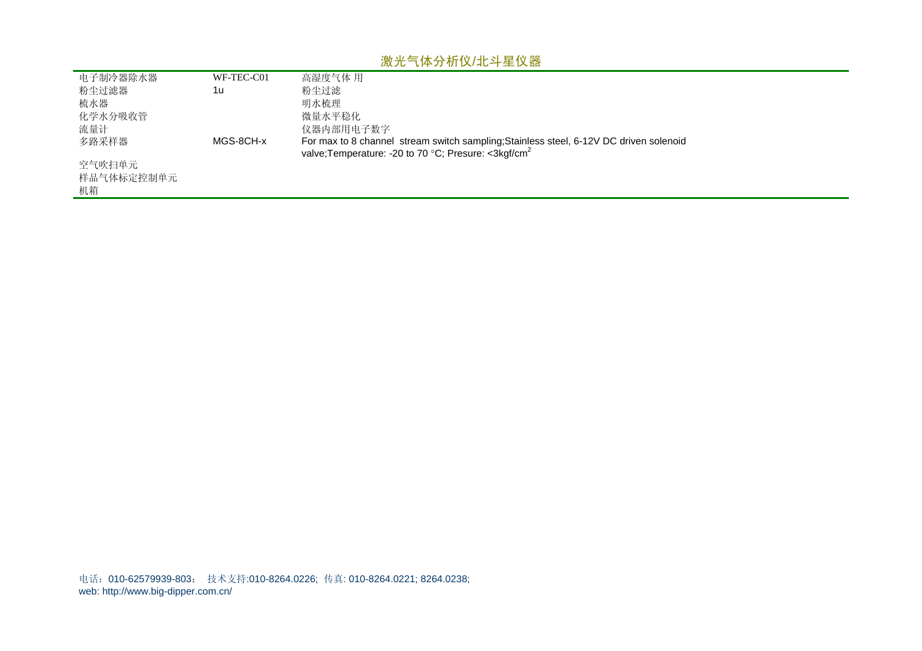## 激光气体分析仪/北斗星仪器

| | | |
|---|---|---|
| 电子制冷器除水器 | WF-TEC-C01 | 高湿度气体 用 |
| 粉尘过滤器 | 1u | 粉尘过滤 |
| 梳水器 | | 明水梳理 |
| 化学水分吸收管 | | 微量水平稳化 |
| 流量计 | | 仪器内部用电子数字 |
| 多路采样器 | MGS-8CH-x | For max to 8 channel stream switch sampling;Stainless steel, 6-12V DC driven solenoid valve;Temperature: -20 to 70 °C; Presure: <3kgf/$cm^2$ |
| 空气吹扫单元 | | |
| 样品气体标定控制单元 | | |
| 机箱 | | |

电话：010-62579939-803； 技术支持:010-8264.0226; 传真: 010-8264.0221; 8264.0238;
web: http://www.big-dipper.com.cn/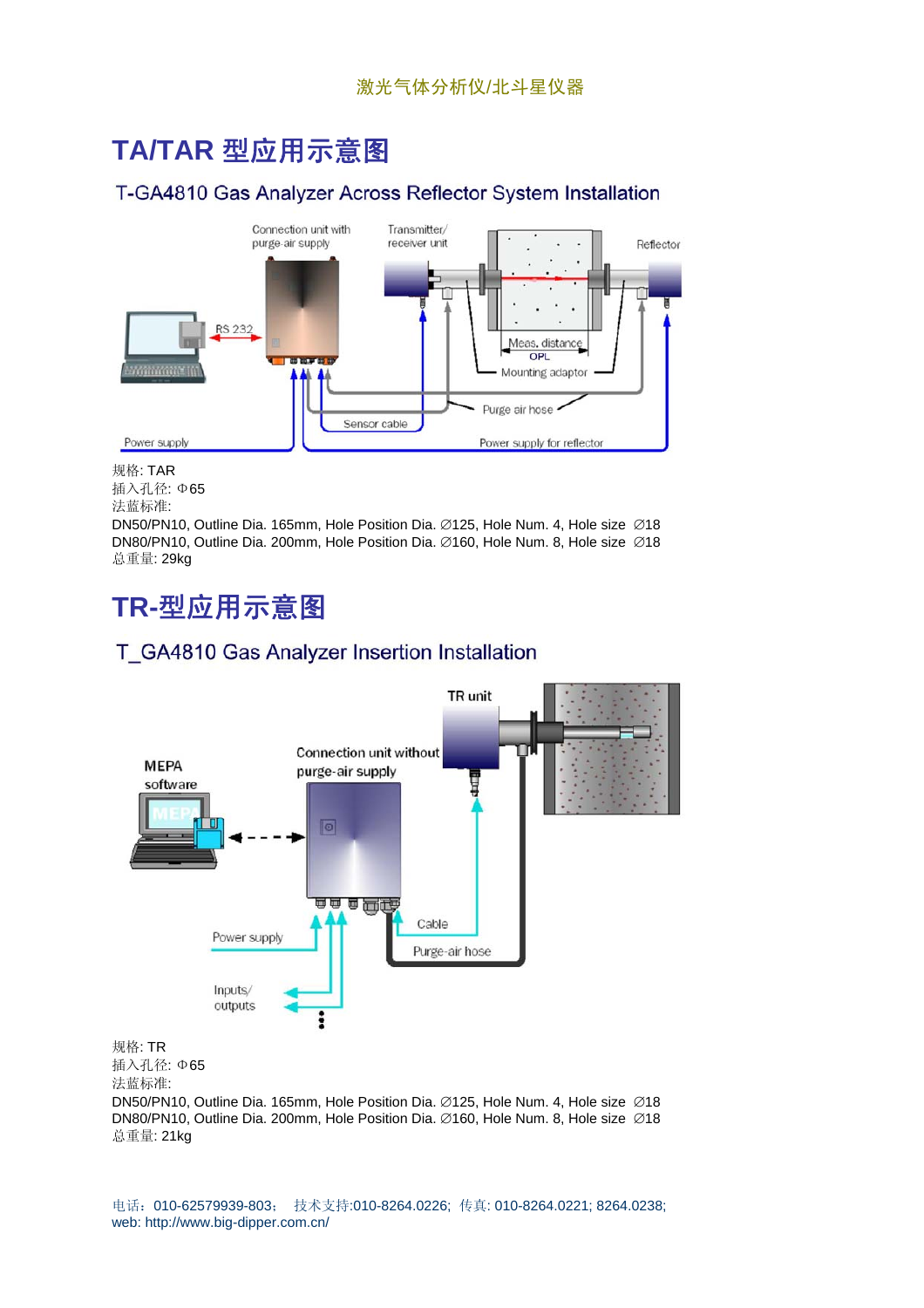# TA/TAR 型应用示意图

## T-GA4810 Gas Analyzer Across Reflector System Installation

规格: TAR
插入孔径: Φ65
法蓝标准:
DN50/PN10, Outline Dia. 165mm, Hole Position Dia. ∅125, Hole Num. 4, Hole size ∅18
DN80/PN10, Outline Dia. 200mm, Hole Position Dia. ∅160, Hole Num. 8, Hole size ∅18
总重量: 29kg

# TR-型应用示意图

## T_GA4810 Gas Analyzer Insertion Installation

规格: TR
插入孔径: Φ65
法蓝标准:
DN50/PN10, Outline Dia. 165mm, Hole Position Dia. ∅125, Hole Num. 4, Hole size ∅18
DN80/PN10, Outline Dia. 200mm, Hole Position Dia. ∅160, Hole Num. 8, Hole size ∅18
总重量: 21kg

电话：010-62579939-803； 技术支持:010-8264.0226; 传真: 010-8264.0221; 8264.0238;
web: http://www.big-dipper.com.cn/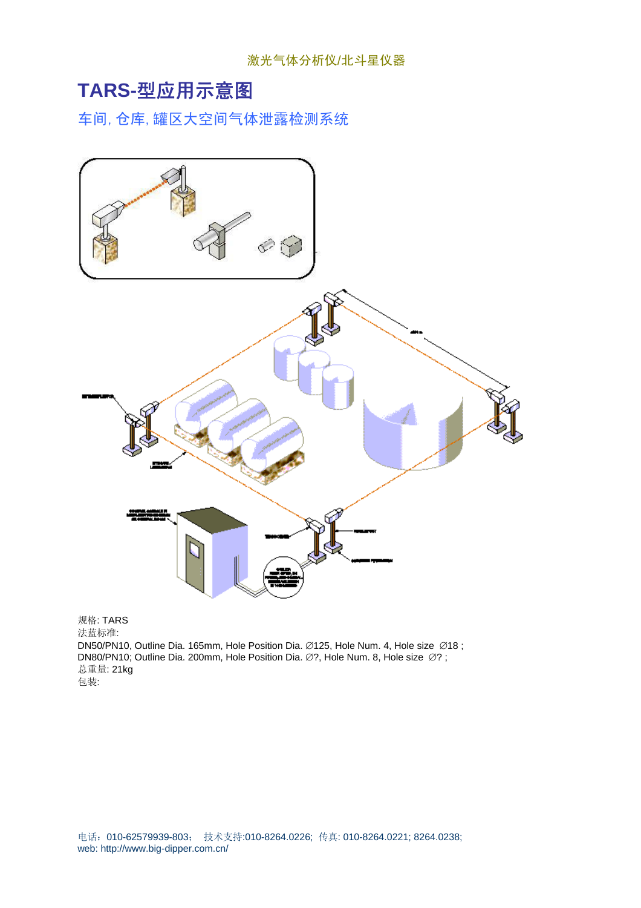# TARS-型应用示意图

## 车间, 仓库, 罐区大空间气体泄露检测系统

规格: TARS
法蓝标准:
DN50/PN10, Outline Dia. 165mm, Hole Position Dia. ∅125, Hole Num. 4, Hole size ∅18 ;
DN80/PN10; Outline Dia. 200mm, Hole Position Dia. ∅?, Hole Num. 8, Hole size ∅? ;
总重量: 21kg
包装:

电话：010-62579939-803； 技术支持:010-8264.0226; 传真: 010-8264.0221; 8264.0238;
web: http://www.big-dipper.com.cn/